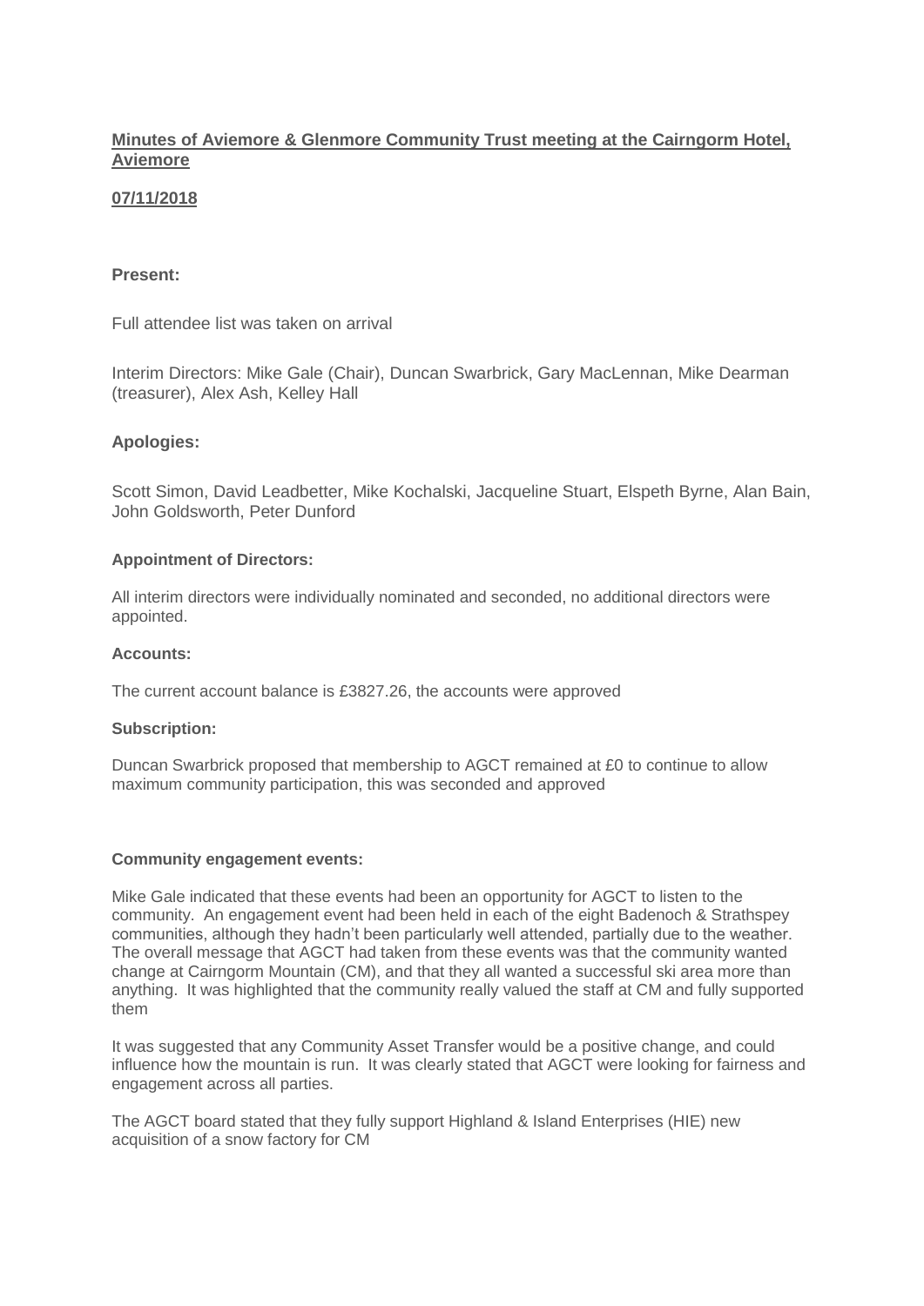**Minutes of Aviemore & Glenmore Community Trust meeting at the Cairngorm Hotel, Aviemore**

**07/11/2018**

**Present:**

Full attendee list was taken on arrival

Interim Directors: Mike Gale (Chair), Duncan Swarbrick, Gary MacLennan, Mike Dearman (treasurer), Alex Ash, Kelley Hall

**Apologies:**

Scott Simon, David Leadbetter, Mike Kochalski, Jacqueline Stuart, Elspeth Byrne, Alan Bain, John Goldsworth, Peter Dunford

**Appointment of Directors:**

All interim directors were individually nominated and seconded, no additional directors were appointed.

**Accounts:**

The current account balance is £3827.26, the accounts were approved

**Subscription:**

Duncan Swarbrick proposed that membership to AGCT remained at £0 to continue to allow maximum community participation, this was seconded and approved

**Community engagement events:**

Mike Gale indicated that these events had been an opportunity for AGCT to listen to the community. An engagement event had been held in each of the eight Badenoch & Strathspey communities, although they hadn't been particularly well attended, partially due to the weather. The overall message that AGCT had taken from these events was that the community wanted change at Cairngorm Mountain (CM), and that they all wanted a successful ski area more than anything. It was highlighted that the community really valued the staff at CM and fully supported them

It was suggested that any Community Asset Transfer would be a positive change, and could influence how the mountain is run. It was clearly stated that AGCT were looking for fairness and engagement across all parties.

The AGCT board stated that they fully support Highland & Island Enterprises (HIE) new acquisition of a snow factory for CM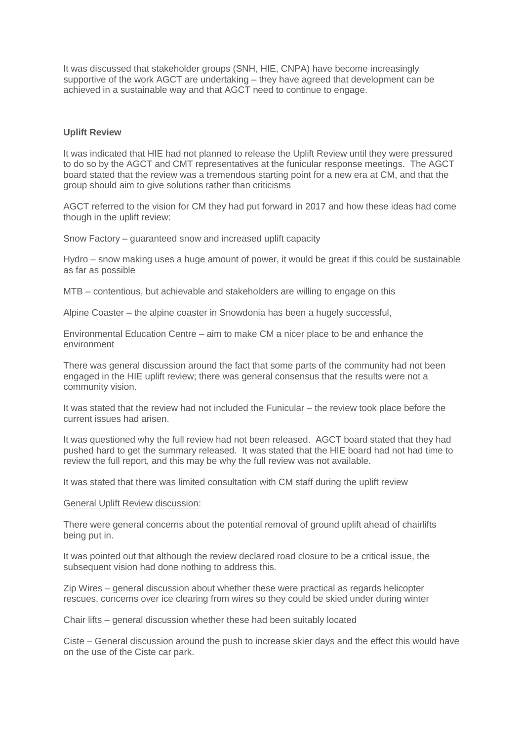It was discussed that stakeholder groups (SNH, HIE, CNPA) have become increasingly supportive of the work AGCT are undertaking – they have agreed that development can be achieved in a sustainable way and that AGCT need to continue to engage.

**Uplift Review**

It was indicated that HIE had not planned to release the Uplift Review until they were pressured to do so by the AGCT and CMT representatives at the funicular response meetings. The AGCT board stated that the review was a tremendous starting point for a new era at CM, and that the group should aim to give solutions rather than criticisms

AGCT referred to the vision for CM they had put forward in 2017 and how these ideas had come though in the uplift review:

Snow Factory – guaranteed snow and increased uplift capacity

Hydro – snow making uses a huge amount of power, it would be great if this could be sustainable as far as possible

MTB – contentious, but achievable and stakeholders are willing to engage on this

Alpine Coaster – the alpine coaster in Snowdonia has been a hugely successful,

Environmental Education Centre – aim to make CM a nicer place to be and enhance the environment

There was general discussion around the fact that some parts of the community had not been engaged in the HIE uplift review; there was general consensus that the results were not a community vision.

It was stated that the review had not included the Funicular – the review took place before the current issues had arisen.

It was questioned why the full review had not been released. AGCT board stated that they had pushed hard to get the summary released. It was stated that the HIE board had not had time to review the full report, and this may be why the full review was not available.

It was stated that there was limited consultation with CM staff during the uplift review

<u>General Uplift Review discussion</u>:

There were general concerns about the potential removal of ground uplift ahead of chairlifts being put in.

It was pointed out that although the review declared road closure to be a critical issue, the subsequent vision had done nothing to address this.

Zip Wires – general discussion about whether these were practical as regards helicopter rescues, concerns over ice clearing from wires so they could be skied under during winter

Chair lifts – general discussion whether these had been suitably located

Ciste – General discussion around the push to increase skier days and the effect this would have on the use of the Ciste car park.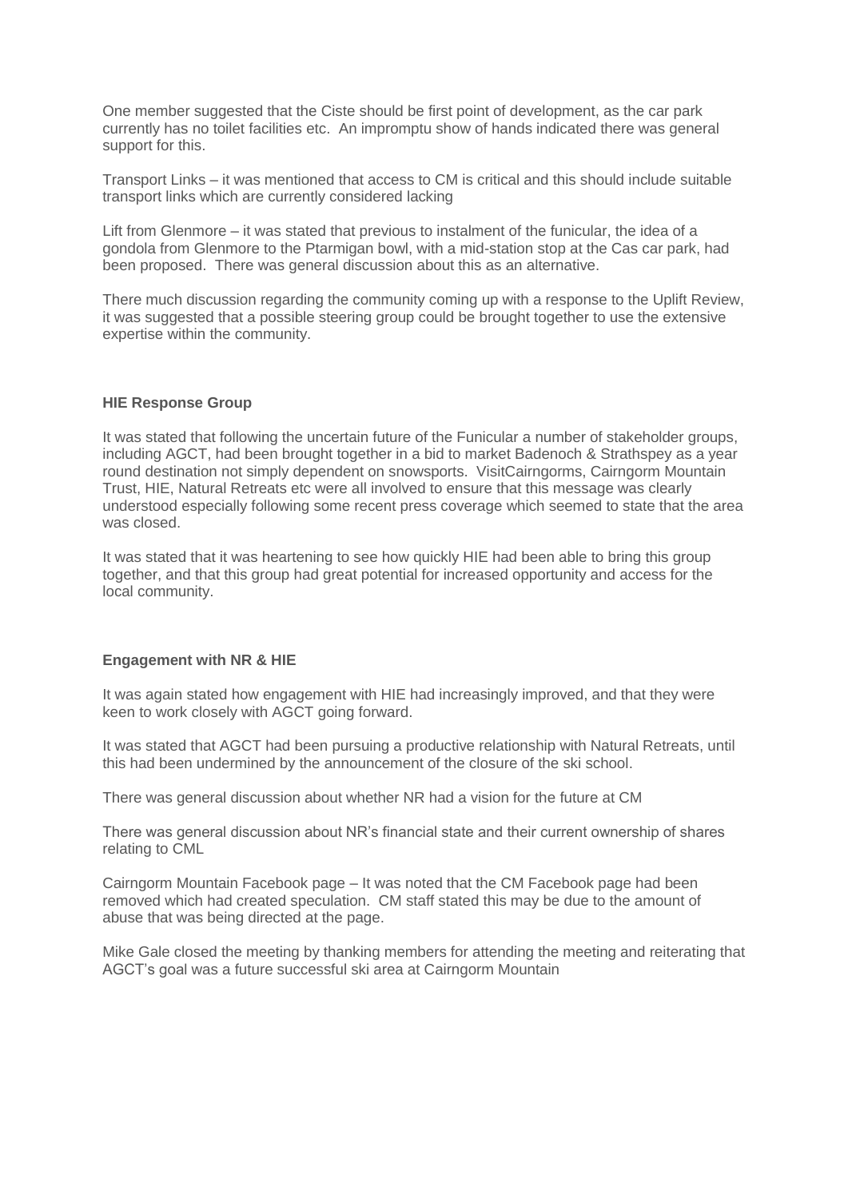One member suggested that the Ciste should be first point of development, as the car park currently has no toilet facilities etc. An impromptu show of hands indicated there was general support for this.

Transport Links – it was mentioned that access to CM is critical and this should include suitable transport links which are currently considered lacking

Lift from Glenmore – it was stated that previous to instalment of the funicular, the idea of a gondola from Glenmore to the Ptarmigan bowl, with a mid-station stop at the Cas car park, had been proposed. There was general discussion about this as an alternative.

There much discussion regarding the community coming up with a response to the Uplift Review, it was suggested that a possible steering group could be brought together to use the extensive expertise within the community.

**HIE Response Group**

It was stated that following the uncertain future of the Funicular a number of stakeholder groups, including AGCT, had been brought together in a bid to market Badenoch & Strathspey as a year round destination not simply dependent on snowsports. VisitCairngorms, Cairngorm Mountain Trust, HIE, Natural Retreats etc were all involved to ensure that this message was clearly understood especially following some recent press coverage which seemed to state that the area was closed.

It was stated that it was heartening to see how quickly HIE had been able to bring this group together, and that this group had great potential for increased opportunity and access for the local community.

**Engagement with NR & HIE**

It was again stated how engagement with HIE had increasingly improved, and that they were keen to work closely with AGCT going forward.

It was stated that AGCT had been pursuing a productive relationship with Natural Retreats, until this had been undermined by the announcement of the closure of the ski school.

There was general discussion about whether NR had a vision for the future at CM

There was general discussion about NR's financial state and their current ownership of shares relating to CML

Cairngorm Mountain Facebook page – It was noted that the CM Facebook page had been removed which had created speculation. CM staff stated this may be due to the amount of abuse that was being directed at the page.

Mike Gale closed the meeting by thanking members for attending the meeting and reiterating that AGCT's goal was a future successful ski area at Cairngorm Mountain